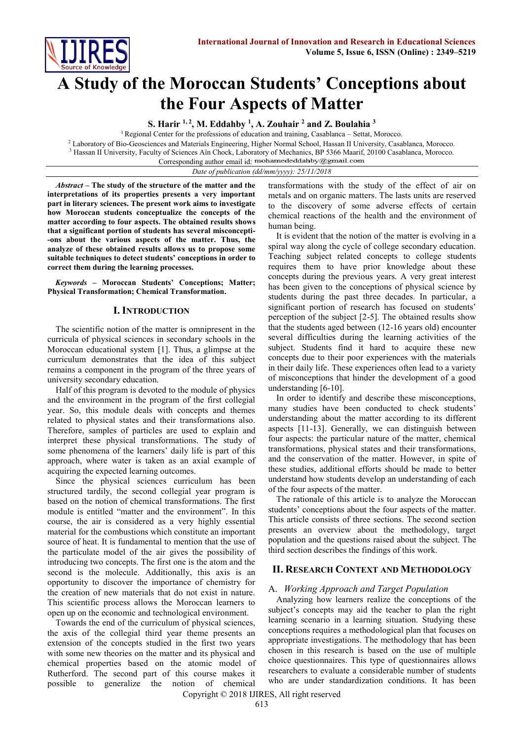# A Study of the Moroccan Students' Conceptions about the Four Aspects of Matter

**S. Harir [1, 2], M. Eddahby [1], A. Zouhair [2] and Z. Boulahia [3]**

[1] Regional Center for the professions of education and training, Casablanca – Settat, Morocco.
[2] Laboratory of Bio-Geosciences and Materials Engineering, Higher Normal School, Hassan II University, Casablanca, Morocco.
[3] Hassan II University, Faculty of Sciences Aïn Chock, Laboratory of Mechanics, BP 5366 Maarif, 20100 Casablanca, Morocco.
Corresponding author email id: mohamededdahby@gmail.com

*Date of publication (dd/mm/yyyy): 25/11/2018*

***Abstract*** **– The study of the structure of the matter and the interpretations of its properties presents a very important part in literary sciences. The present work aims to investigate how Moroccan students conceptualize the concepts of the matter according to four aspects. The obtained results shows that a significant portion of students has several misconceptions about the various aspects of the matter. Thus, the analyze of these obtained results allows us to propose some suitable techniques to detect students' conceptions in order to correct them during the learning processes.**

***Keywords*** **– Moroccan Students' Conceptions; Matter; Physical Transformation; Chemical Transformation.**

## I. Introduction

The scientific notion of the matter is omnipresent in the curricula of physical sciences in secondary schools in the Moroccan educational system [1]. Thus, a glimpse at the curriculum demonstrates that the idea of this subject remains a component in the program of the three years of university secondary education.

Half of this program is devoted to the module of physics and the environment in the program of the first collegial year. So, this module deals with concepts and themes related to physical states and their transformations also. Therefore, samples of particles are used to explain and interpret these physical transformations. The study of some phenomena of the learners' daily life is part of this approach, where water is taken as an axial example of acquiring the expected learning outcomes.

Since the physical sciences curriculum has been structured tardily, the second collegial year program is based on the notion of chemical transformations. The first module is entitled "matter and the environment". In this course, the air is considered as a very highly essential material for the combustions which constitute an important source of heat. It is fundamental to mention that the use of the particulate model of the air gives the possibility of introducing two concepts. The first one is the atom and the second is the molecule. Additionally, this axis is an opportunity to discover the importance of chemistry for the creation of new materials that do not exist in nature. This scientific process allows the Moroccan learners to open up on the economic and technological environment.

Towards the end of the curriculum of physical sciences, the axis of the collegial third year theme presents an extension of the concepts studied in the first two years with some new theories on the matter and its physical and chemical properties based on the atomic model of Rutherford. The second part of this course makes it possible to generalize the notion of chemical transformations with the study of the effect of air on metals and on organic matters. The lasts units are reserved to the discovery of some adverse effects of certain chemical reactions of the health and the environment of human being.

It is evident that the notion of the matter is evolving in a spiral way along the cycle of college secondary education. Teaching subject related concepts to college students requires them to have prior knowledge about these concepts during the previous years. A very great interest has been given to the conceptions of physical science by students during the past three decades. In particular, a significant portion of research has focused on students' perception of the subject [2-5]. The obtained results show that the students aged between (12-16 years old) encounter several difficulties during the learning activities of the subject. Students find it hard to acquire these new concepts due to their poor experiences with the materials in their daily life. These experiences often lead to a variety of misconceptions that hinder the development of a good understanding [6-10].

In order to identify and describe these misconceptions, many studies have been conducted to check students' understanding about the matter according to its different aspects [11-13]. Generally, we can distinguish between four aspects: the particular nature of the matter, chemical transformations, physical states and their transformations, and the conservation of the matter. However, in spite of these studies, additional efforts should be made to better understand how students develop an understanding of each of the four aspects of the matter.

The rationale of this article is to analyze the Moroccan students' conceptions about the four aspects of the matter. This article consists of three sections. The second section presents an overview about the methodology, target population and the questions raised about the subject. The third section describes the findings of this work.

## II. Research Context and Methodology

### A. *Working Approach and Target Population*

Analyzing how learners realize the conceptions of the subject's concepts may aid the teacher to plan the right learning scenario in a learning situation. Studying these conceptions requires a methodological plan that focuses on appropriate investigations. The methodology that has been chosen in this research is based on the use of multiple choice questionnaires. This type of questionnaires allows researchers to evaluate a considerable number of students who are under standardization conditions. It has been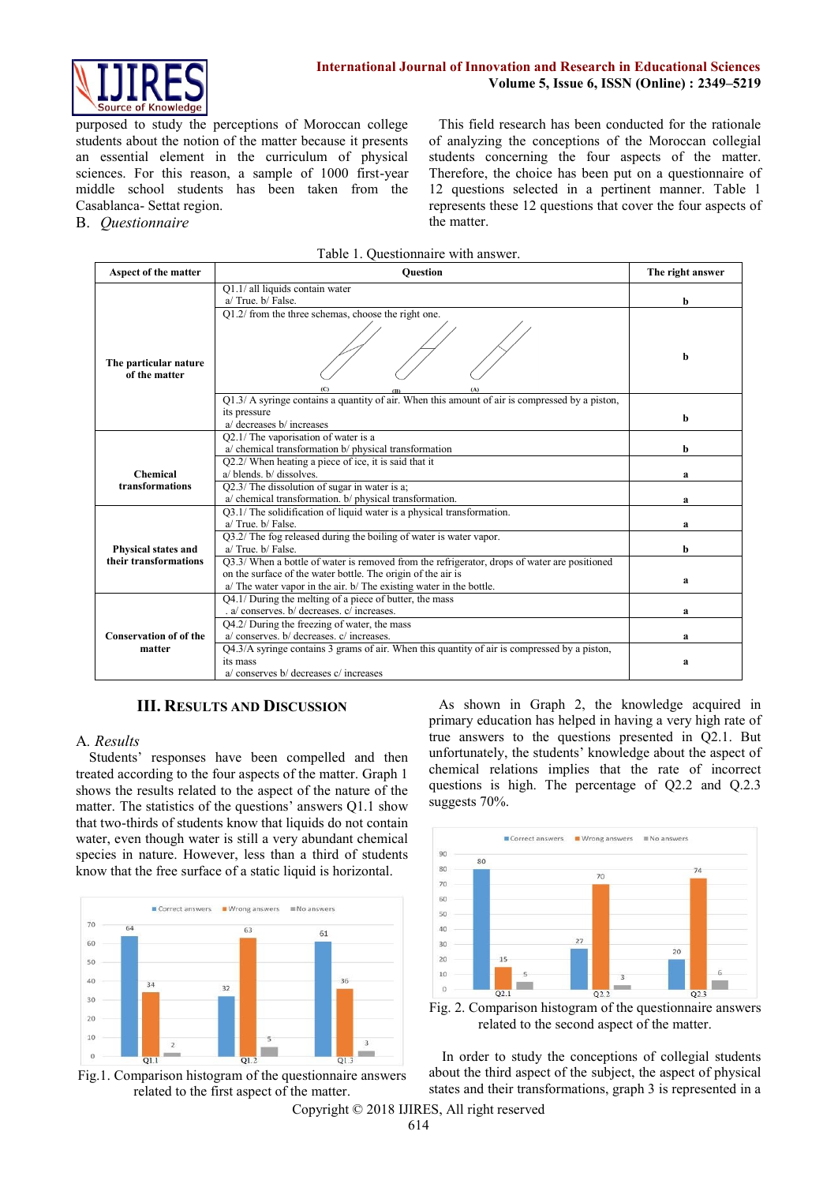purposed to study the perceptions of Moroccan college students about the notion of the matter because it presents an essential element in the curriculum of physical sciences. For this reason, a sample of 1000 first-year middle school students has been taken from the Casablanca- Settat region.

B. *Questionnaire*

This field research has been conducted for the rationale of analyzing the conceptions of the Moroccan collegial students concerning the four aspects of the matter. Therefore, the choice has been put on a questionnaire of 12 questions selected in a pertinent manner. Table 1 represents these 12 questions that cover the four aspects of the matter.

Table 1. Questionnaire with answer.

| Aspect of the matter | Question | The right answer |
|---|---|---|
| The particular nature of the matter | Q1.1/ all liquids contain water<br>a/ True. b/ False. | b |
| | Q1.2/ from the three schemas, choose the right one.<br>(C) (B) (A) | b |
| | Q1.3/ A syringe contains a quantity of air. When this amount of air is compressed by a piston, its pressure<br>a/ decreases b/ increases | b |
| Chemical transformations | Q2.1/ The vaporisation of water is a<br>a/ chemical transformation b/ physical transformation | b |
| | Q2.2/ When heating a piece of ice, it is said that it<br>a/ blends. b/ dissolves. | a |
| | Q2.3/ The dissolution of sugar in water is a;<br>a/ chemical transformation. b/ physical transformation. | a |
| Physical states and their transformations | Q3.1/ The solidification of liquid water is a physical transformation.<br>a/ True. b/ False. | a |
| | Q3.2/ The fog released during the boiling of water is water vapor.<br>a/ True. b/ False. | b |
| | Q3.3/ When a bottle of water is removed from the refrigerator, drops of water are positioned on the surface of the water bottle. The origin of the air is<br>a/ The water vapor in the air. b/ The existing water in the bottle. | a |
| Conservation of of the matter | Q4.1/ During the melting of a piece of butter, the mass<br>. a/ conserves. b/ decreases. c/ increases. | a |
| | Q4.2/ During the freezing of water, the mass<br>a/ conserves. b/ decreases. c/ increases. | a |
| | Q4.3/A syringe contains 3 grams of air. When this quantity of air is compressed by a piston, its mass<br>a/ conserves b/ decreases c/ increases | a |

## III. Results and Discussion

A. *Results*

Students' responses have been compelled and then treated according to the four aspects of the matter. Graph 1 shows the results related to the aspect of the nature of the matter. The statistics of the questions' answers Q1.1 show that two-thirds of students know that liquids do not contain water, even though water is still a very abundant chemical species in nature. However, less than a third of students know that the free surface of a static liquid is horizontal.

Fig.1. Comparison histogram of the questionnaire answers related to the first aspect of the matter.

As shown in Graph 2, the knowledge acquired in primary education has helped in having a very high rate of true answers to the questions presented in Q2.1. But unfortunately, the students' knowledge about the aspect of chemical relations implies that the rate of incorrect questions is high. The percentage of Q2.2 and Q.2.3 suggests 70%.

Fig. 2. Comparison histogram of the questionnaire answers related to the second aspect of the matter.

In order to study the conceptions of collegial students about the third aspect of the subject, the aspect of physical states and their transformations, graph 3 is represented in a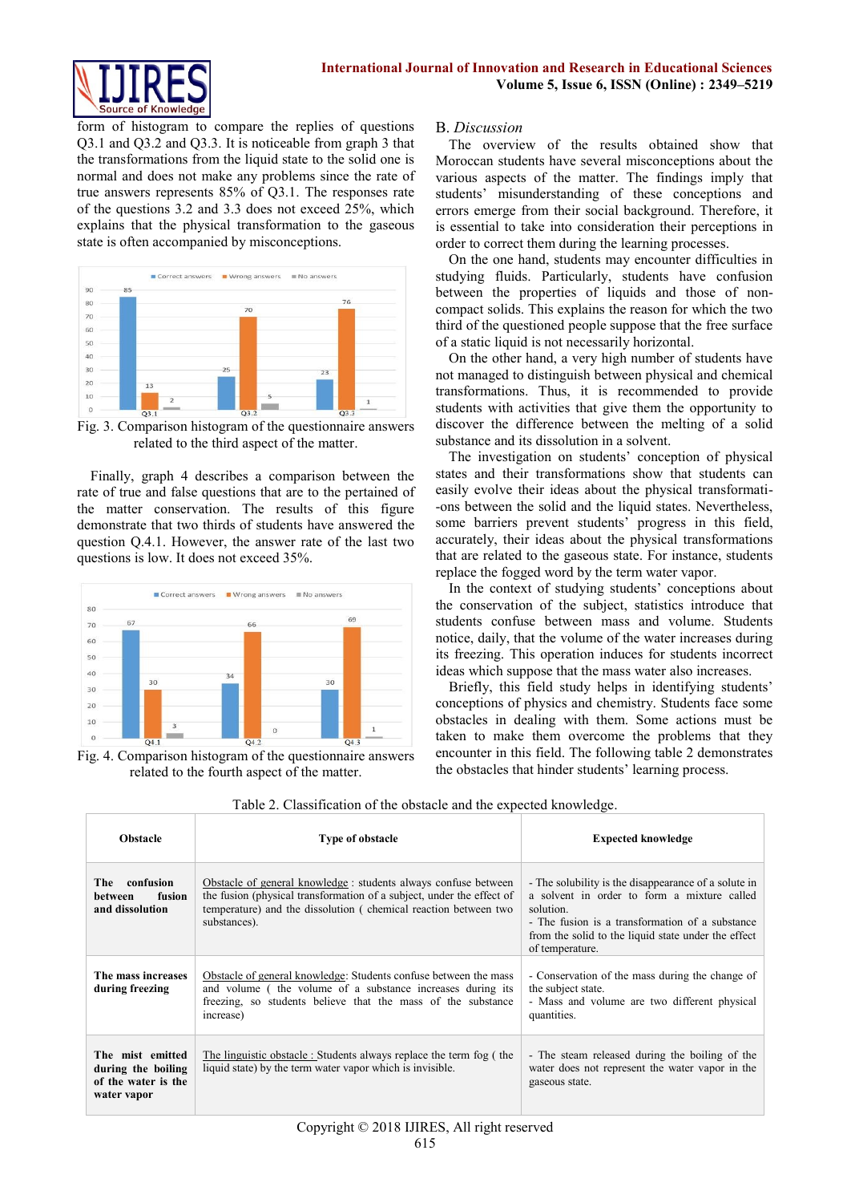form of histogram to compare the replies of questions Q3.1 and Q3.2 and Q3.3. It is noticeable from graph 3 that the transformations from the liquid state to the solid one is normal and does not make any problems since the rate of true answers represents 85% of Q3.1. The responses rate of the questions 3.2 and 3.3 does not exceed 25%, which explains that the physical transformation to the gaseous state is often accompanied by misconceptions.

Fig. 3. Comparison histogram of the questionnaire answers related to the third aspect of the matter.

Finally, graph 4 describes a comparison between the rate of true and false questions that are to the pertained of the matter conservation. The results of this figure demonstrate that two thirds of students have answered the question Q.4.1. However, the answer rate of the last two questions is low. It does not exceed 35%.

Fig. 4. Comparison histogram of the questionnaire answers related to the fourth aspect of the matter.

## B. *Discussion*

The overview of the results obtained show that Moroccan students have several misconceptions about the various aspects of the matter. The findings imply that students' misunderstanding of these conceptions and errors emerge from their social background. Therefore, it is essential to take into consideration their perceptions in order to correct them during the learning processes.

On the one hand, students may encounter difficulties in studying fluids. Particularly, students have confusion between the properties of liquids and those of non-compact solids. This explains the reason for which the two third of the questioned people suppose that the free surface of a static liquid is not necessarily horizontal.

On the other hand, a very high number of students have not managed to distinguish between physical and chemical transformations. Thus, it is recommended to provide students with activities that give them the opportunity to discover the difference between the melting of a solid substance and its dissolution in a solvent.

The investigation on students' conception of physical states and their transformations show that students can easily evolve their ideas about the physical transformati-ons between the solid and the liquid states. Nevertheless, some barriers prevent students' progress in this field, accurately, their ideas about the physical transformations that are related to the gaseous state. For instance, students replace the fogged word by the term water vapor.

In the context of studying students' conceptions about the conservation of the subject, statistics introduce that students confuse between mass and volume. Students notice, daily, that the volume of the water increases during its freezing. This operation induces for students incorrect ideas which suppose that the mass water also increases.

Briefly, this field study helps in identifying students' conceptions of physics and chemistry. Students face some obstacles in dealing with them. Some actions must be taken to make them overcome the problems that they encounter in this field. The following table 2 demonstrates the obstacles that hinder students' learning process.

Table 2. Classification of the obstacle and the expected knowledge.

| Obstacle | Type of obstacle | Expected knowledge |
|---|---|---|
| **The confusion between fusion and dissolution** | Obstacle of general knowledge : students always confuse between the fusion (physical transformation of a subject, under the effect of temperature) and the dissolution ( chemical reaction between two substances). | - The solubility is the disappearance of a solute in a solvent in order to form a mixture called solution.<br>- The fusion is a transformation of a substance from the solid to the liquid state under the effect of temperature. |
| **The mass increases during freezing** | Obstacle of general knowledge: Students confuse between the mass and volume ( the volume of a substance increases during its freezing, so students believe that the mass of the substance increase) | - Conservation of the mass during the change of the subject state.<br>- Mass and volume are two different physical quantities. |
| **The mist emitted during the boiling of the water is the water vapor** | The linguistic obstacle : Students always replace the term fog ( the liquid state) by the term water vapor which is invisible. | - The steam released during the boiling of the water does not represent the water vapor in the gaseous state. |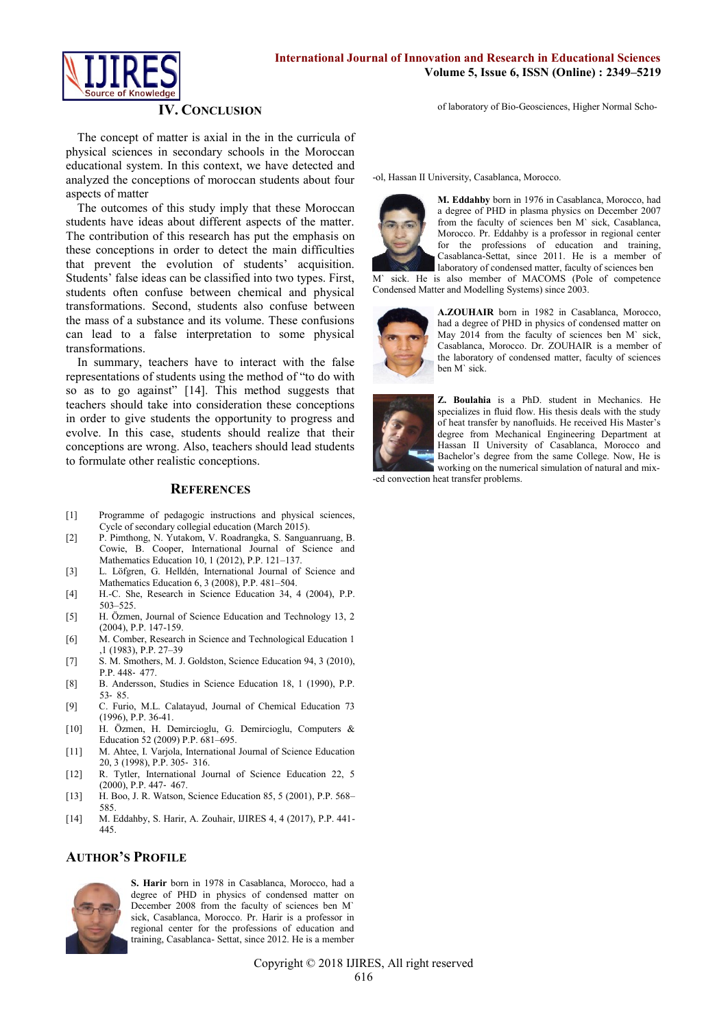## IV. Conclusion

The concept of matter is axial in the in the curricula of physical sciences in secondary schools in the Moroccan educational system. In this context, we have detected and analyzed the conceptions of moroccan students about four aspects of matter

The outcomes of this study imply that these Moroccan students have ideas about different aspects of the matter. The contribution of this research has put the emphasis on these conceptions in order to detect the main difficulties that prevent the evolution of students' acquisition. Students' false ideas can be classified into two types. First, students often confuse between chemical and physical transformations. Second, students also confuse between the mass of a substance and its volume. These confusions can lead to a false interpretation to some physical transformations.

In summary, teachers have to interact with the false representations of students using the method of "to do with so as to go against" [14]. This method suggests that teachers should take into consideration these conceptions in order to give students the opportunity to progress and evolve. In this case, students should realize that their conceptions are wrong. Also, teachers should lead students to formulate other realistic conceptions.

## References

[1] Programme of pedagogic instructions and physical sciences, Cycle of secondary collegial education (March 2015).

[2] P. Pimthong, N. Yutakom, V. Roadrangka, S. Sanguanruang, B. Cowie, B. Cooper, International Journal of Science and Mathematics Education 10, 1 (2012), P.P. 121–137.

[3] L. Löfgren, G. Helldén, International Journal of Science and Mathematics Education 6, 3 (2008), P.P. 481–504.

[4] H.-C. She, Research in Science Education 34, 4 (2004), P.P. 503–525.

[5] H. Özmen, Journal of Science Education and Technology 13, 2 (2004), P.P. 147-159.

[6] M. Comber, Research in Science and Technological Education 1 ,1 (1983), P.P. 27–39

[7] S. M. Smothers, M. J. Goldston, Science Education 94, 3 (2010), P.P. 448- 477.

[8] B. Andersson, Studies in Science Education 18, 1 (1990), P.P. 53- 85.

[9] C. Furio, M.L. Calatayud, Journal of Chemical Education 73 (1996), P.P. 36-41.

[10] H. Özmen, H. Demircioglu, G. Demircioglu, Computers & Education 52 (2009) P.P. 681–695.

[11] M. Ahtee, I. Varjola, International Journal of Science Education 20, 3 (1998), P.P. 305- 316.

[12] R. Tytler, International Journal of Science Education 22, 5 (2000), P.P. 447- 467.

[13] H. Boo, J. R. Watson, Science Education 85, 5 (2001), P.P. 568–585.

[14] M. Eddahby, S. Harir, A. Zouhair, IJIRES 4, 4 (2017), P.P. 441-445.

## Author's Profile

**S. Harir** born in 1978 in Casablanca, Morocco, had a degree of PHD in physics of condensed matter on December 2008 from the faculty of sciences ben M` sick, Casablanca, Morocco. Pr. Harir is a professor in regional center for the professions of education and training, Casablanca- Settat, since 2012. He is a member of laboratory of Bio-Geosciences, Higher Normal School, Hassan II University, Casablanca, Morocco.

**M. Eddahby** born in 1976 in Casablanca, Morocco, had a degree of PHD in plasma physics on December 2007 from the faculty of sciences ben M` sick, Casablanca, Morocco. Pr. Eddahby is a professor in regional center for the professions of education and training, Casablanca-Settat, since 2011. He is a member of laboratory of condensed matter, faculty of sciences ben M` sick. He is also member of MACOMS (Pole of competence Condensed Matter and Modelling Systems) since 2003.

**A.ZOUHAIR** born in 1982 in Casablanca, Morocco, had a degree of PHD in physics of condensed matter on May 2014 from the faculty of sciences ben M` sick, Casablanca, Morocco. Dr. ZOUHAIR is a member of the laboratory of condensed matter, faculty of sciences ben M` sick.

**Z. Boulahia** is a PhD. student in Mechanics. He specializes in fluid flow. His thesis deals with the study of heat transfer by nanofluids. He received His Master's degree from Mechanical Engineering Department at Hassan II University of Casablanca, Morocco and Bachelor's degree from the same College. Now, He is working on the numerical simulation of natural and mixed convection heat transfer problems.